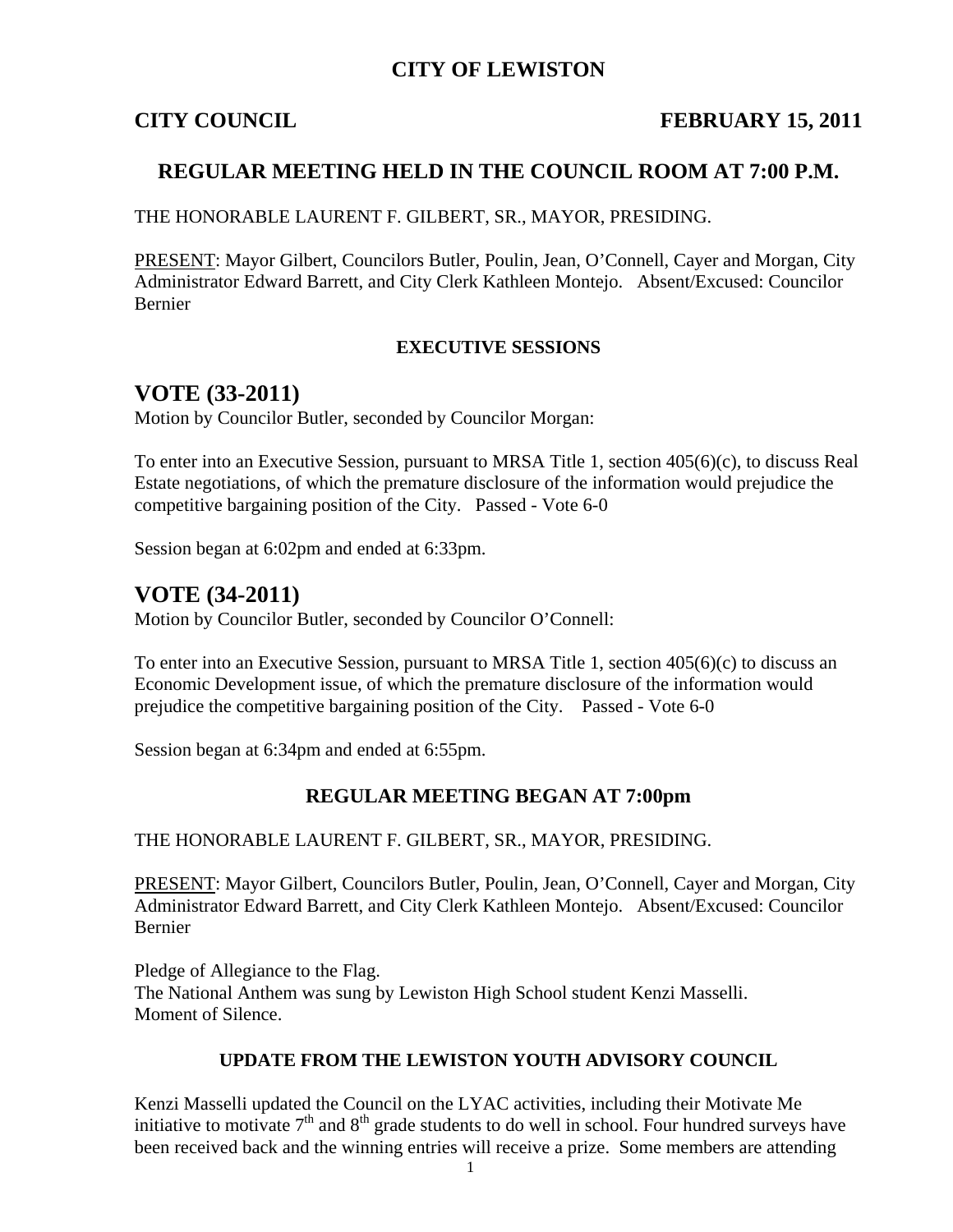# CITY OF LEWISTON

**CITY COUNCIL** **FEBRUARY 15, 2011**

## REGULAR MEETING HELD IN THE COUNCIL ROOM AT 7:00 P.M.

THE HONORABLE LAURENT F. GILBERT, SR., MAYOR, PRESIDING.

PRESENT: Mayor Gilbert, Councilors Butler, Poulin, Jean, O'Connell, Cayer and Morgan, City Administrator Edward Barrett, and City Clerk Kathleen Montejo. Absent/Excused: Councilor Bernier

### EXECUTIVE SESSIONS

## VOTE (33-2011)

Motion by Councilor Butler, seconded by Councilor Morgan:

To enter into an Executive Session, pursuant to MRSA Title 1, section 405(6)(c), to discuss Real Estate negotiations, of which the premature disclosure of the information would prejudice the competitive bargaining position of the City. Passed - Vote 6-0

Session began at 6:02pm and ended at 6:33pm.

## VOTE (34-2011)

Motion by Councilor Butler, seconded by Councilor O'Connell:

To enter into an Executive Session, pursuant to MRSA Title 1, section 405(6)(c) to discuss an Economic Development issue, of which the premature disclosure of the information would prejudice the competitive bargaining position of the City. Passed - Vote 6-0

Session began at 6:34pm and ended at 6:55pm.

### REGULAR MEETING BEGAN AT 7:00pm

THE HONORABLE LAURENT F. GILBERT, SR., MAYOR, PRESIDING.

PRESENT: Mayor Gilbert, Councilors Butler, Poulin, Jean, O'Connell, Cayer and Morgan, City Administrator Edward Barrett, and City Clerk Kathleen Montejo. Absent/Excused: Councilor Bernier

Pledge of Allegiance to the Flag.
The National Anthem was sung by Lewiston High School student Kenzi Masselli.
Moment of Silence.

### UPDATE FROM THE LEWISTON YOUTH ADVISORY COUNCIL

Kenzi Masselli updated the Council on the LYAC activities, including their Motivate Me initiative to motivate 7th and 8th grade students to do well in school. Four hundred surveys have been received back and the winning entries will receive a prize. Some members are attending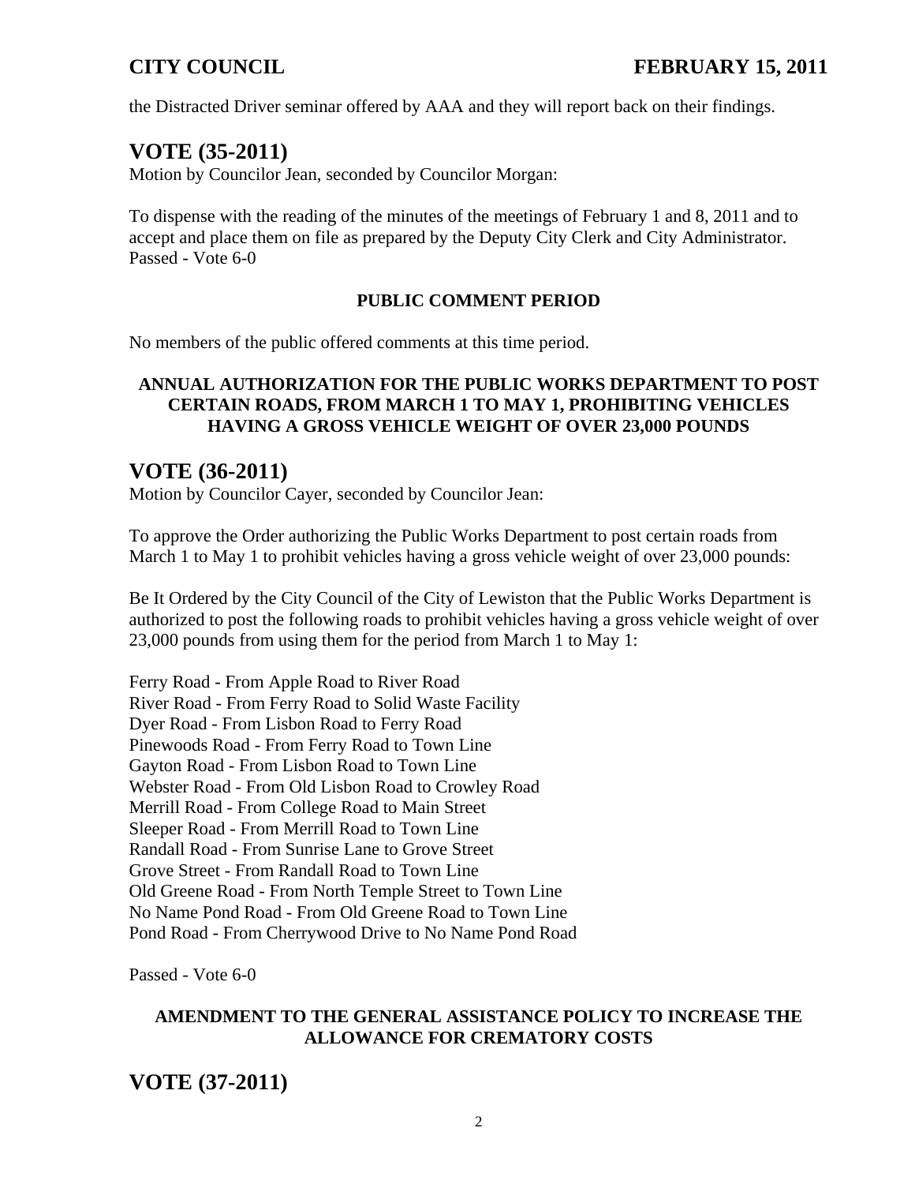the Distracted Driver seminar offered by AAA and they will report back on their findings.

## VOTE (35-2011)

Motion by Councilor Jean, seconded by Councilor Morgan:

To dispense with the reading of the minutes of the meetings of February 1 and 8, 2011 and to accept and place them on file as prepared by the Deputy City Clerk and City Administrator.
Passed - Vote 6-0

### PUBLIC COMMENT PERIOD

No members of the public offered comments at this time period.

### ANNUAL AUTHORIZATION FOR THE PUBLIC WORKS DEPARTMENT TO POST CERTAIN ROADS, FROM MARCH 1 TO MAY 1, PROHIBITING VEHICLES HAVING A GROSS VEHICLE WEIGHT OF OVER 23,000 POUNDS

## VOTE (36-2011)

Motion by Councilor Cayer, seconded by Councilor Jean:

To approve the Order authorizing the Public Works Department to post certain roads from March 1 to May 1 to prohibit vehicles having a gross vehicle weight of over 23,000 pounds:

Be It Ordered by the City Council of the City of Lewiston that the Public Works Department is authorized to post the following roads to prohibit vehicles having a gross vehicle weight of over 23,000 pounds from using them for the period from March 1 to May 1:

Ferry Road - From Apple Road to River Road
River Road - From Ferry Road to Solid Waste Facility
Dyer Road - From Lisbon Road to Ferry Road
Pinewoods Road - From Ferry Road to Town Line
Gayton Road - From Lisbon Road to Town Line
Webster Road - From Old Lisbon Road to Crowley Road
Merrill Road - From College Road to Main Street
Sleeper Road - From Merrill Road to Town Line
Randall Road - From Sunrise Lane to Grove Street
Grove Street - From Randall Road to Town Line
Old Greene Road - From North Temple Street to Town Line
No Name Pond Road - From Old Greene Road to Town Line
Pond Road - From Cherrywood Drive to No Name Pond Road

Passed - Vote 6-0

### AMENDMENT TO THE GENERAL ASSISTANCE POLICY TO INCREASE THE ALLOWANCE FOR CREMATORY COSTS

## VOTE (37-2011)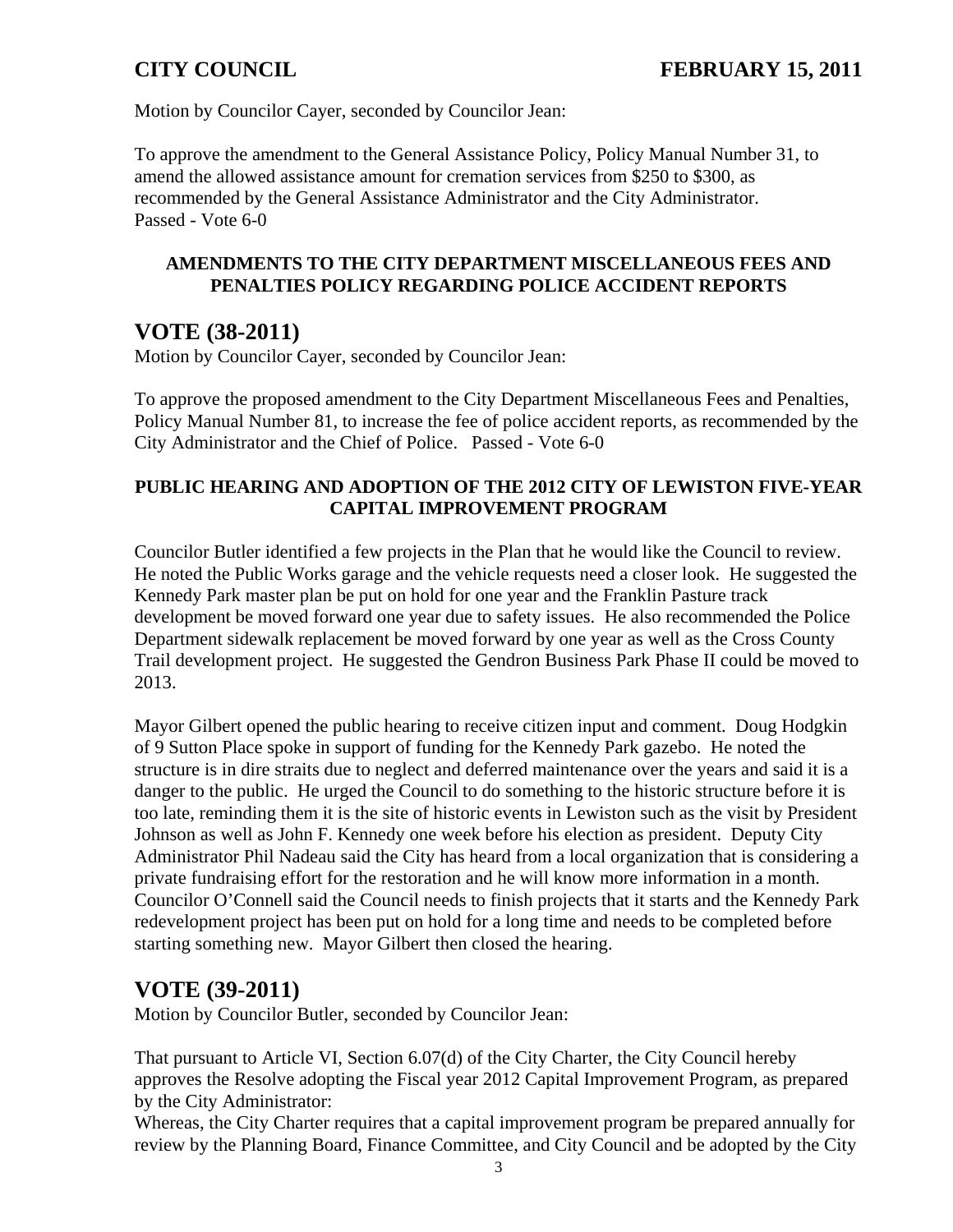Motion by Councilor Cayer, seconded by Councilor Jean:

To approve the amendment to the General Assistance Policy, Policy Manual Number 31, to amend the allowed assistance amount for cremation services from $250 to $300, as recommended by the General Assistance Administrator and the City Administrator.
Passed - Vote 6-0

**AMENDMENTS TO THE CITY DEPARTMENT MISCELLANEOUS FEES AND PENALTIES POLICY REGARDING POLICE ACCIDENT REPORTS**

## VOTE (38-2011)

Motion by Councilor Cayer, seconded by Councilor Jean:

To approve the proposed amendment to the City Department Miscellaneous Fees and Penalties, Policy Manual Number 81, to increase the fee of police accident reports, as recommended by the City Administrator and the Chief of Police. Passed - Vote 6-0

**PUBLIC HEARING AND ADOPTION OF THE 2012 CITY OF LEWISTON FIVE-YEAR CAPITAL IMPROVEMENT PROGRAM**

Councilor Butler identified a few projects in the Plan that he would like the Council to review. He noted the Public Works garage and the vehicle requests need a closer look. He suggested the Kennedy Park master plan be put on hold for one year and the Franklin Pasture track development be moved forward one year due to safety issues. He also recommended the Police Department sidewalk replacement be moved forward by one year as well as the Cross County Trail development project. He suggested the Gendron Business Park Phase II could be moved to 2013.

Mayor Gilbert opened the public hearing to receive citizen input and comment. Doug Hodgkin of 9 Sutton Place spoke in support of funding for the Kennedy Park gazebo. He noted the structure is in dire straits due to neglect and deferred maintenance over the years and said it is a danger to the public. He urged the Council to do something to the historic structure before it is too late, reminding them it is the site of historic events in Lewiston such as the visit by President Johnson as well as John F. Kennedy one week before his election as president. Deputy City Administrator Phil Nadeau said the City has heard from a local organization that is considering a private fundraising effort for the restoration and he will know more information in a month. Councilor O'Connell said the Council needs to finish projects that it starts and the Kennedy Park redevelopment project has been put on hold for a long time and needs to be completed before starting something new. Mayor Gilbert then closed the hearing.

## VOTE (39-2011)

Motion by Councilor Butler, seconded by Councilor Jean:

That pursuant to Article VI, Section 6.07(d) of the City Charter, the City Council hereby approves the Resolve adopting the Fiscal year 2012 Capital Improvement Program, as prepared by the City Administrator:
Whereas, the City Charter requires that a capital improvement program be prepared annually for review by the Planning Board, Finance Committee, and City Council and be adopted by the City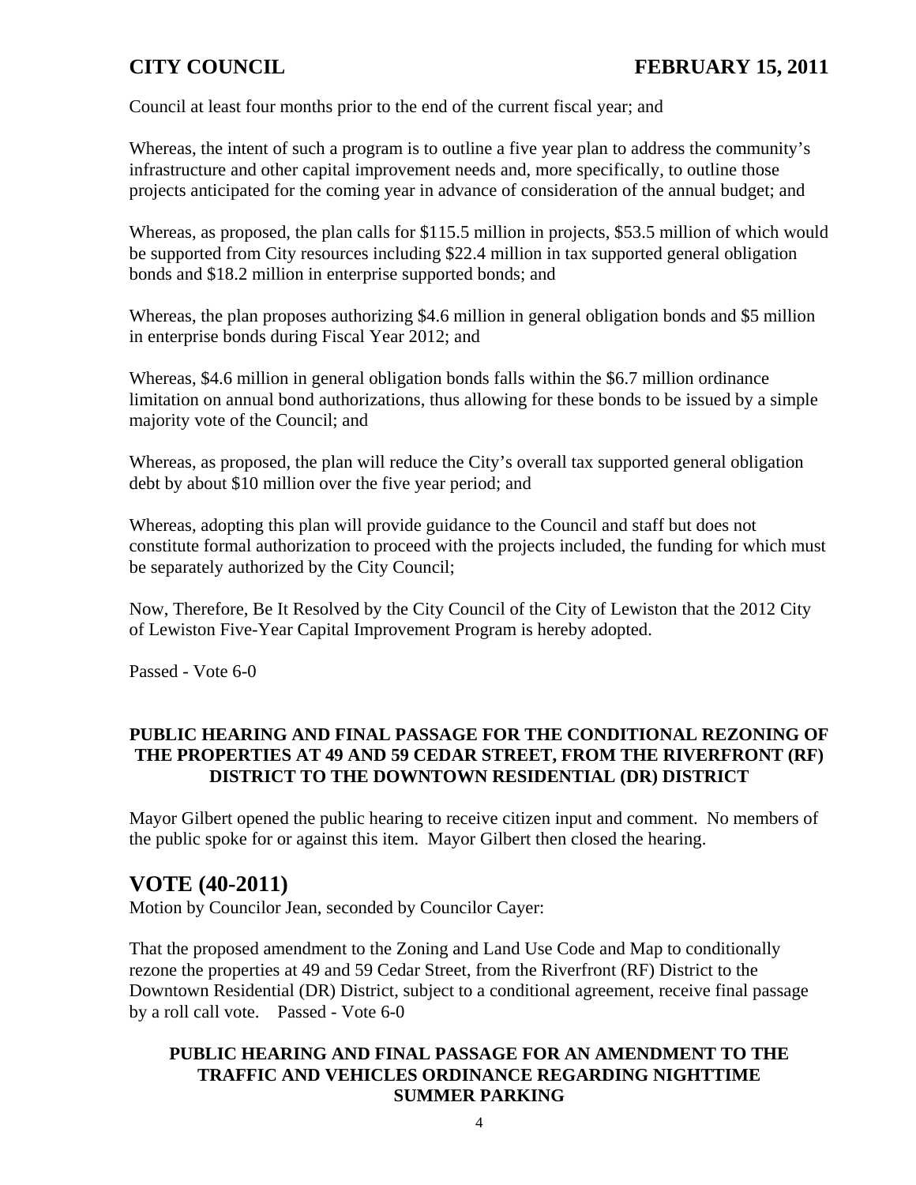Council at least four months prior to the end of the current fiscal year; and

Whereas, the intent of such a program is to outline a five year plan to address the community's infrastructure and other capital improvement needs and, more specifically, to outline those projects anticipated for the coming year in advance of consideration of the annual budget; and

Whereas, as proposed, the plan calls for $115.5 million in projects, $53.5 million of which would be supported from City resources including $22.4 million in tax supported general obligation bonds and $18.2 million in enterprise supported bonds; and

Whereas, the plan proposes authorizing $4.6 million in general obligation bonds and $5 million in enterprise bonds during Fiscal Year 2012; and

Whereas, $4.6 million in general obligation bonds falls within the $6.7 million ordinance limitation on annual bond authorizations, thus allowing for these bonds to be issued by a simple majority vote of the Council; and

Whereas, as proposed, the plan will reduce the City's overall tax supported general obligation debt by about $10 million over the five year period; and

Whereas, adopting this plan will provide guidance to the Council and staff but does not constitute formal authorization to proceed with the projects included, the funding for which must be separately authorized by the City Council;

Now, Therefore, Be It Resolved by the City Council of the City of Lewiston that the 2012 City of Lewiston Five-Year Capital Improvement Program is hereby adopted.

Passed - Vote 6-0

**PUBLIC HEARING AND FINAL PASSAGE FOR THE CONDITIONAL REZONING OF THE PROPERTIES AT 49 AND 59 CEDAR STREET, FROM THE RIVERFRONT (RF) DISTRICT TO THE DOWNTOWN RESIDENTIAL (DR) DISTRICT**

Mayor Gilbert opened the public hearing to receive citizen input and comment. No members of the public spoke for or against this item. Mayor Gilbert then closed the hearing.

## VOTE (40-2011)

Motion by Councilor Jean, seconded by Councilor Cayer:

That the proposed amendment to the Zoning and Land Use Code and Map to conditionally rezone the properties at 49 and 59 Cedar Street, from the Riverfront (RF) District to the Downtown Residential (DR) District, subject to a conditional agreement, receive final passage by a roll call vote. Passed - Vote 6-0

**PUBLIC HEARING AND FINAL PASSAGE FOR AN AMENDMENT TO THE TRAFFIC AND VEHICLES ORDINANCE REGARDING NIGHTTIME SUMMER PARKING**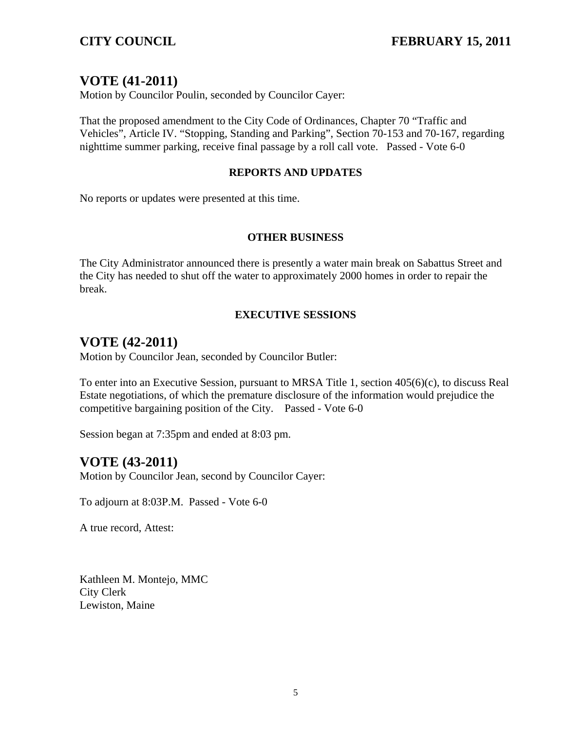## VOTE (41-2011)

Motion by Councilor Poulin, seconded by Councilor Cayer:

That the proposed amendment to the City Code of Ordinances, Chapter 70 "Traffic and Vehicles", Article IV. "Stopping, Standing and Parking", Section 70-153 and 70-167, regarding nighttime summer parking, receive final passage by a roll call vote. Passed - Vote 6-0

### REPORTS AND UPDATES

No reports or updates were presented at this time.

### OTHER BUSINESS

The City Administrator announced there is presently a water main break on Sabattus Street and the City has needed to shut off the water to approximately 2000 homes in order to repair the break.

### EXECUTIVE SESSIONS

## VOTE (42-2011)

Motion by Councilor Jean, seconded by Councilor Butler:

To enter into an Executive Session, pursuant to MRSA Title 1, section 405(6)(c), to discuss Real Estate negotiations, of which the premature disclosure of the information would prejudice the competitive bargaining position of the City. Passed - Vote 6-0

Session began at 7:35pm and ended at 8:03 pm.

## VOTE (43-2011)

Motion by Councilor Jean, second by Councilor Cayer:

To adjourn at 8:03P.M. Passed - Vote 6-0

A true record, Attest:

Kathleen M. Montejo, MMC
City Clerk
Lewiston, Maine